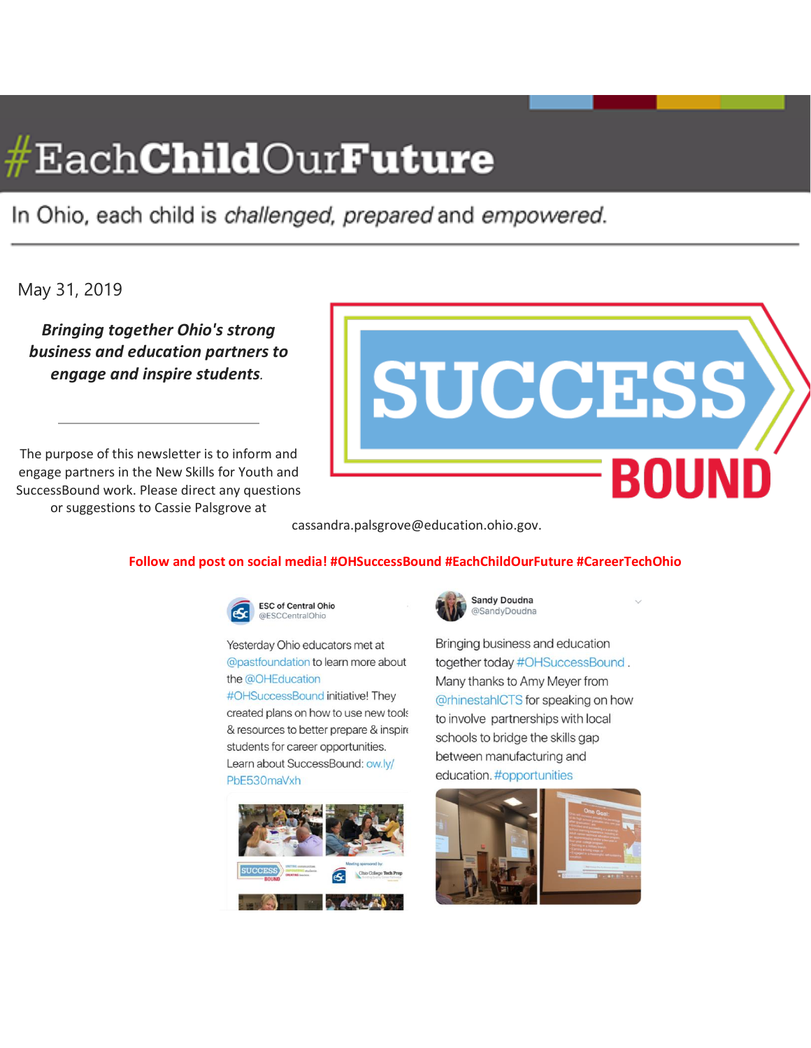# #EachChildOurFuture

In Ohio, each child is *challenged, prepared* and *empowered.*

May 31, 2019

***Bringing together Ohio's strong business and education partners to engage and inspire students.***

SUCCESS BOUND

The purpose of this newsletter is to inform and engage partners in the New Skills for Youth and SuccessBound work. Please direct any questions or suggestions to Cassie Palsgrove at cassandra.palsgrove@education.ohio.gov.

**Follow and post on social media! #OHSuccessBound #EachChildOurFuture #CareerTechOhio**

ESC of Central Ohio
@ESCCentralOhio

Yesterday Ohio educators met at @pastfoundation to learn more about the @OHEducation #OHSuccessBound initiative! They created plans on how to use new tools & resources to better prepare & inspire students for career opportunities. Learn about SuccessBound: ow.ly/PbE530maVxh

Sandy Doudna
@SandyDoudna

Bringing business and education together today #OHSuccessBound . Many thanks to Amy Meyer from @rhinestahlCTS for speaking on how to involve partnerships with local schools to bridge the skills gap between manufacturing and education. #opportunities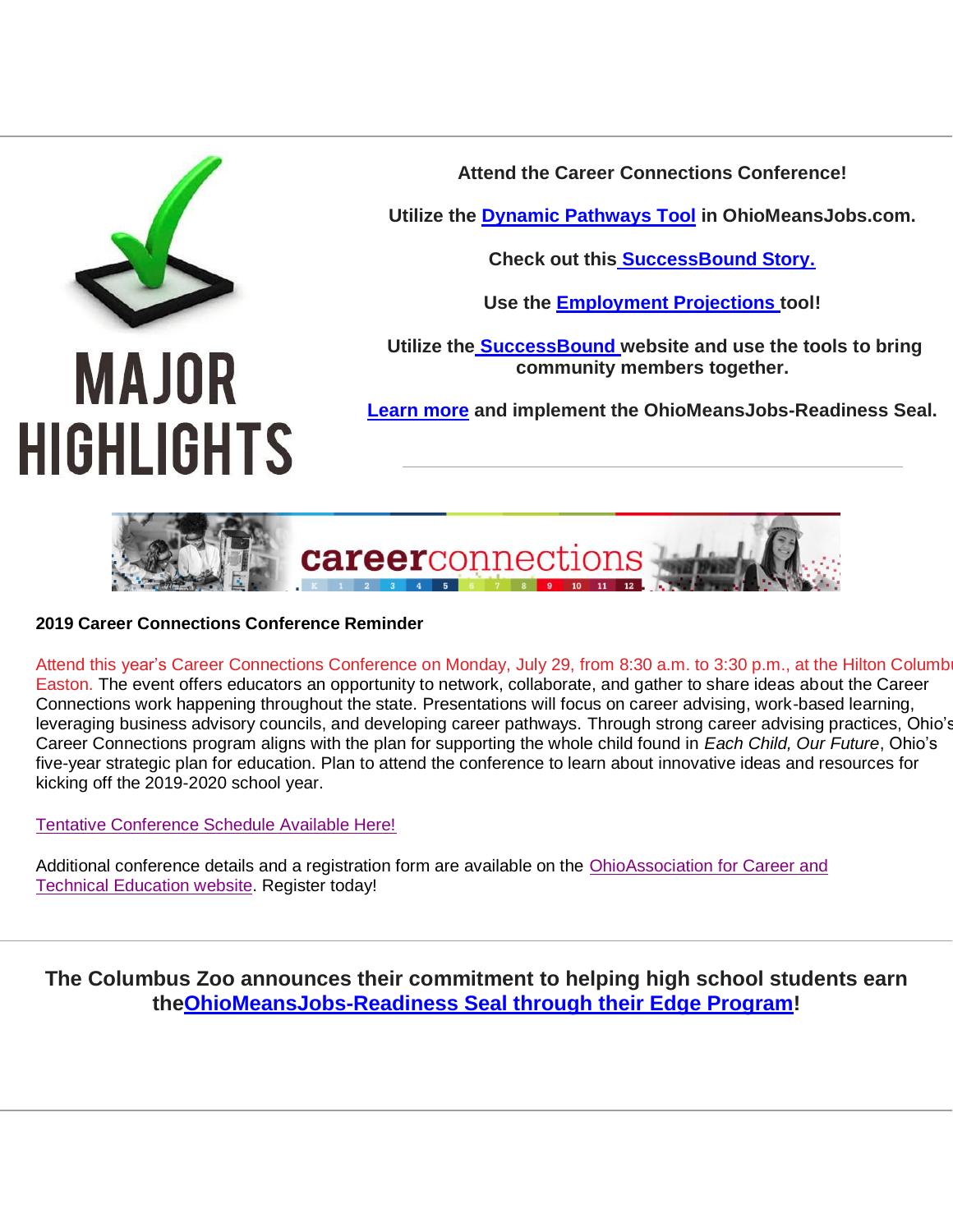# MAJOR HIGHLIGHTS

**Attend the Career Connections Conference!**

**Utilize the Dynamic Pathways Tool in OhioMeansJobs.com.**

**Check out this SuccessBound Story.**

**Use the Employment Projections tool!**

**Utilize the SuccessBound website and use the tools to bring community members together.**

**Learn more and implement the OhioMeansJobs-Readiness Seal.**

---

careerconnections

**2019 Career Connections Conference Reminder**

Attend this year's Career Connections Conference on Monday, July 29, from 8:30 a.m. to 3:30 p.m., at the Hilton Columbus Easton. The event offers educators an opportunity to network, collaborate, and gather to share ideas about the Career Connections work happening throughout the state. Presentations will focus on career advising, work-based learning, leveraging business advisory councils, and developing career pathways. Through strong career advising practices, Ohio's Career Connections program aligns with the plan for supporting the whole child found in *Each Child, Our Future*, Ohio's five-year strategic plan for education. Plan to attend the conference to learn about innovative ideas and resources for kicking off the 2019-2020 school year.

Tentative Conference Schedule Available Here!

Additional conference details and a registration form are available on the OhioAssociation for Career and Technical Education website. Register today!

---

**The Columbus Zoo announces their commitment to helping high school students earn theOhioMeansJobs-Readiness Seal through their Edge Program!**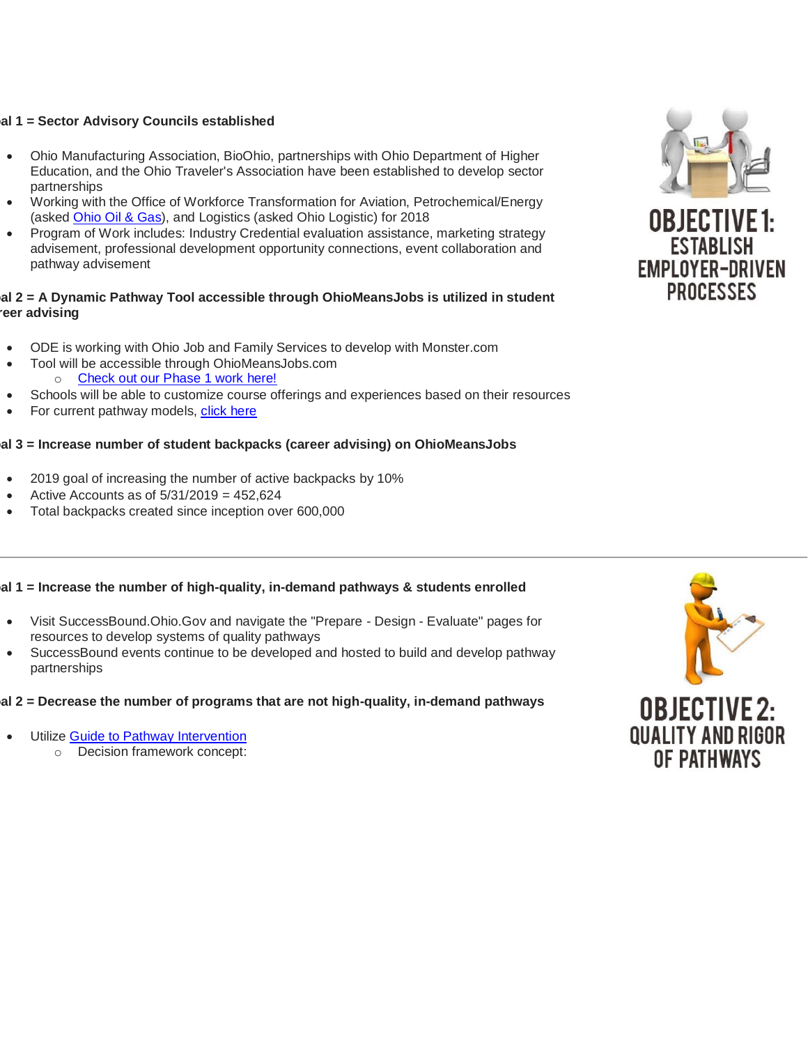# OBJECTIVE 1: ESTABLISH EMPLOYER-DRIVEN PROCESSES

**al 1 = Sector Advisory Councils established**

- Ohio Manufacturing Association, BioOhio, partnerships with Ohio Department of Higher Education, and the Ohio Traveler's Association have been established to develop sector partnerships
- Working with the Office of Workforce Transformation for Aviation, Petrochemical/Energy (asked Ohio Oil & Gas), and Logistics (asked Ohio Logistic) for 2018
- Program of Work includes: Industry Credential evaluation assistance, marketing strategy advisement, professional development opportunity connections, event collaboration and pathway advisement

**al 2 = A Dynamic Pathway Tool accessible through OhioMeansJobs is utilized in student reer advising**

- ODE is working with Ohio Job and Family Services to develop with Monster.com
- Tool will be accessible through OhioMeansJobs.com
  - Check out our Phase 1 work here!
- Schools will be able to customize course offerings and experiences based on their resources
- For current pathway models, click here

**al 3 = Increase number of student backpacks (career advising) on OhioMeansJobs**

- 2019 goal of increasing the number of active backpacks by 10%
- Active Accounts as of 5/31/2019 = 452,624
- Total backpacks created since inception over 600,000

---

# OBJECTIVE 2: QUALITY AND RIGOR OF PATHWAYS

**al 1 = Increase the number of high-quality, in-demand pathways & students enrolled**

- Visit SuccessBound.Ohio.Gov and navigate the "Prepare - Design - Evaluate" pages for resources to develop systems of quality pathways
- SuccessBound events continue to be developed and hosted to build and develop pathway partnerships

**al 2 = Decrease the number of programs that are not high-quality, in-demand pathways**

- Utilize Guide to Pathway Intervention
  - Decision framework concept: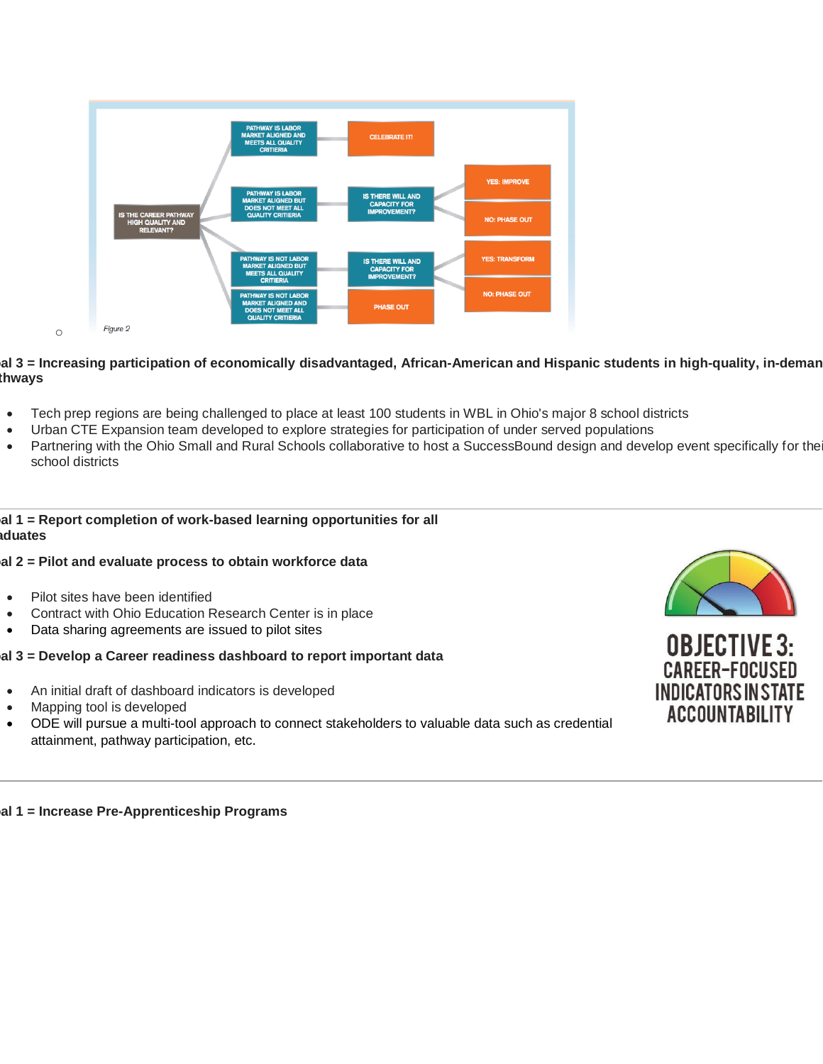Figure 2

**al 3 = Increasing participation of economically disadvantaged, African-American and Hispanic students in high-quality, in-deman thways**

- Tech prep regions are being challenged to place at least 100 students in WBL in Ohio's major 8 school districts
- Urban CTE Expansion team developed to explore strategies for participation of under served populations
- Partnering with the Ohio Small and Rural Schools collaborative to host a SuccessBound design and develop event specifically for thei school districts

---

**al 1 = Report completion of work-based learning opportunities for all aduates**

**al 2 = Pilot and evaluate process to obtain workforce data**

- Pilot sites have been identified
- Contract with Ohio Education Research Center is in place
- Data sharing agreements are issued to pilot sites

**al 3 = Develop a Career readiness dashboard to report important data**

- An initial draft of dashboard indicators is developed
- Mapping tool is developed
- ODE will pursue a multi-tool approach to connect stakeholders to valuable data such as credential attainment, pathway participation, etc.

**OBJECTIVE 3: CAREER-FOCUSED INDICATORS IN STATE ACCOUNTABILITY**

---

**al 1 = Increase Pre-Apprenticeship Programs**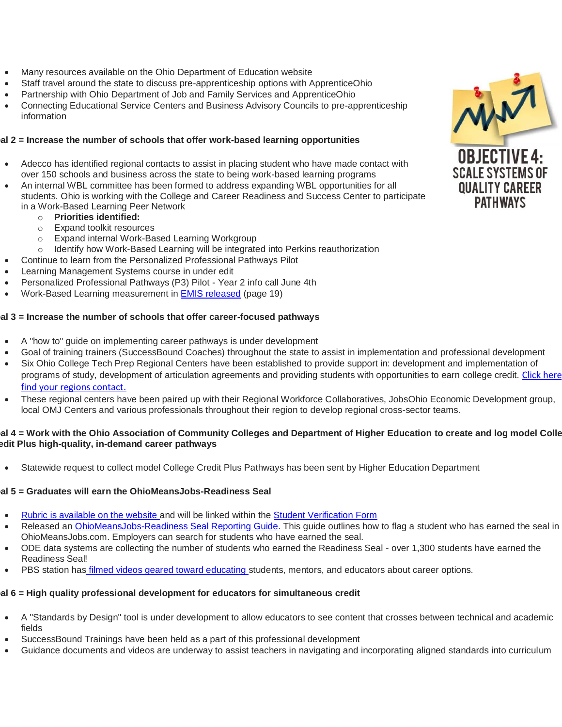- Many resources available on the Ohio Department of Education website
- Staff travel around the state to discuss pre-apprenticeship options with ApprenticeOhio
- Partnership with Ohio Department of Job and Family Services and ApprenticeOhio
- Connecting Educational Service Centers and Business Advisory Councils to pre-apprenticeship information

OBJECTIVE 4: SCALE SYSTEMS OF QUALITY CAREER PATHWAYS

**al 2 = Increase the number of schools that offer work-based learning opportunities**

- Adecco has identified regional contacts to assist in placing student who have made contact with over 150 schools and business across the state to being work-based learning programs
- An internal WBL committee has been formed to address expanding WBL opportunities for all students. Ohio is working with the College and Career Readiness and Success Center to participate in a Work-Based Learning Peer Network
  - **Priorities identified:**
  - Expand toolkit resources
  - Expand internal Work-Based Learning Workgroup
  - Identify how Work-Based Learning will be integrated into Perkins reauthorization
- Continue to learn from the Personalized Professional Pathways Pilot
- Learning Management Systems course in under edit
- Personalized Professional Pathways (P3) Pilot - Year 2 info call June 4th
- Work-Based Learning measurement in EMIS released (page 19)

**al 3 = Increase the number of schools that offer career-focused pathways**

- A "how to" guide on implementing career pathways is under development
- Goal of training trainers (SuccessBound Coaches) throughout the state to assist in implementation and professional development
- Six Ohio College Tech Prep Regional Centers have been established to provide support in: development and implementation of programs of study, development of articulation agreements and providing students with opportunities to earn college credit. Click here find your regions contact.
- These regional centers have been paired up with their Regional Workforce Collaboratives, JobsOhio Economic Development group, local OMJ Centers and various professionals throughout their region to develop regional cross-sector teams.

**al 4 = Work with the Ohio Association of Community Colleges and Department of Higher Education to create and log model Colle edit Plus high-quality, in-demand career pathways**

- Statewide request to collect model College Credit Plus Pathways has been sent by Higher Education Department

**al 5 = Graduates will earn the OhioMeansJobs-Readiness Seal**

- Rubric is available on the website and will be linked within the Student Verification Form
- Released an OhioMeansJobs-Readiness Seal Reporting Guide. This guide outlines how to flag a student who has earned the seal in OhioMeansJobs.com. Employers can search for students who have earned the seal.
- ODE data systems are collecting the number of students who earned the Readiness Seal - over 1,300 students have earned the Readiness Seal!
- PBS station has filmed videos geared toward educating students, mentors, and educators about career options.

**al 6 = High quality professional development for educators for simultaneous credit**

- A "Standards by Design" tool is under development to allow educators to see content that crosses between technical and academic fields
- SuccessBound Trainings have been held as a part of this professional development
- Guidance documents and videos are underway to assist teachers in navigating and incorporating aligned standards into curriculum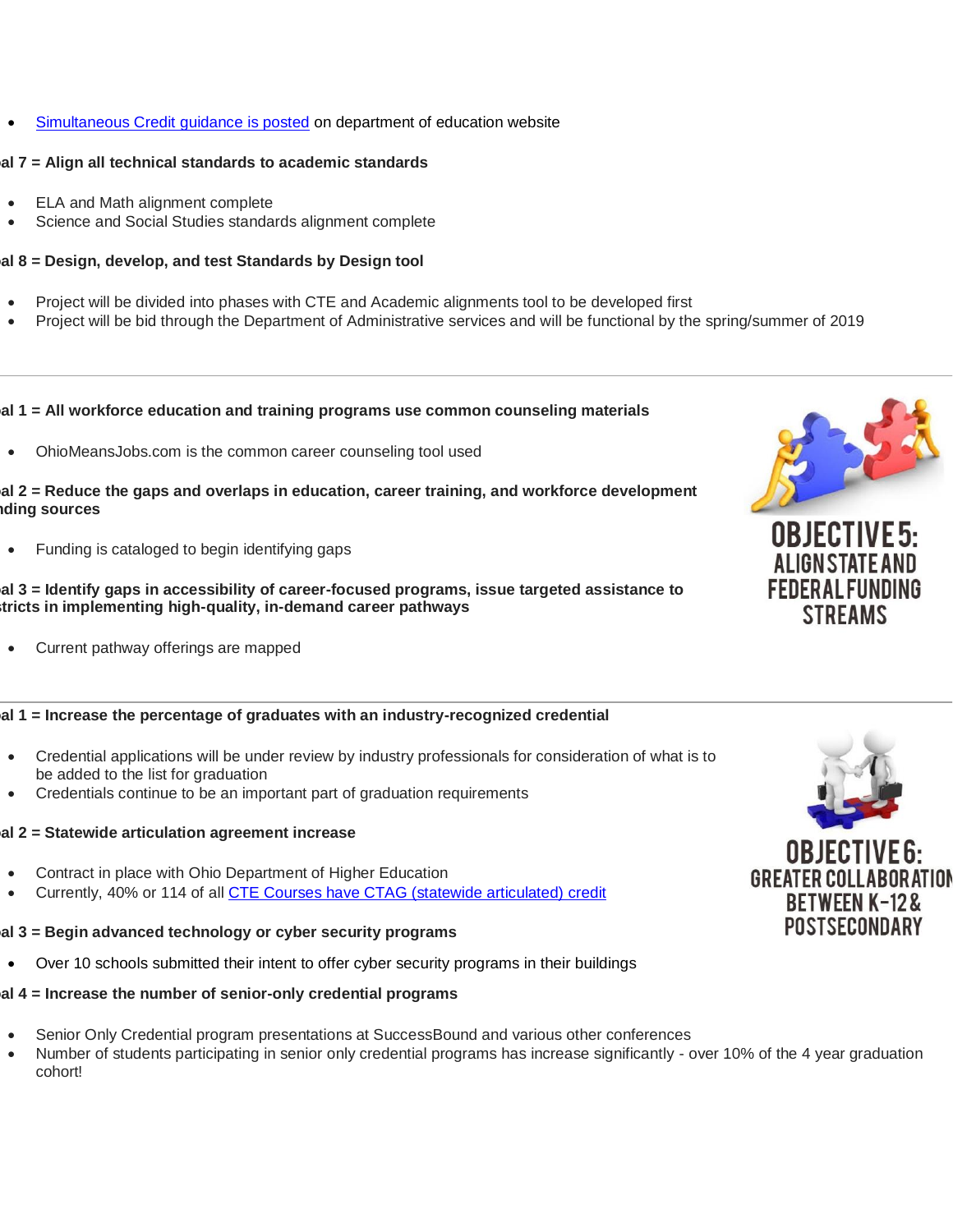- [Simultaneous Credit guidance is posted]() on department of education website

**al 7 = Align all technical standards to academic standards**

- ELA and Math alignment complete
- Science and Social Studies standards alignment complete

**al 8 = Design, develop, and test Standards by Design tool**

- Project will be divided into phases with CTE and Academic alignments tool to be developed first
- Project will be bid through the Department of Administrative services and will be functional by the spring/summer of 2019

---

## OBJECTIVE 5: ALIGN STATE AND FEDERAL FUNDING STREAMS

**al 1 = All workforce education and training programs use common counseling materials**

- OhioMeansJobs.com is the common career counseling tool used

**al 2 = Reduce the gaps and overlaps in education, career training, and workforce development nding sources**

- Funding is cataloged to begin identifying gaps

**al 3 = Identify gaps in accessibility of career-focused programs, issue targeted assistance to tricts in implementing high-quality, in-demand career pathways**

- Current pathway offerings are mapped

---

## OBJECTIVE 6: GREATER COLLABORATION BETWEEN K-12 & POSTSECONDARY

**al 1 = Increase the percentage of graduates with an industry-recognized credential**

- Credential applications will be under review by industry professionals for consideration of what is to be added to the list for graduation
- Credentials continue to be an important part of graduation requirements

**al 2 = Statewide articulation agreement increase**

- Contract in place with Ohio Department of Higher Education
- Currently, 40% or 114 of all [CTE Courses have CTAG (statewide articulated) credit]()

**al 3 = Begin advanced technology or cyber security programs**

- Over 10 schools submitted their intent to offer cyber security programs in their buildings

**al 4 = Increase the number of senior-only credential programs**

- Senior Only Credential program presentations at SuccessBound and various other conferences
- Number of students participating in senior only credential programs has increase significantly - over 10% of the 4 year graduation cohort!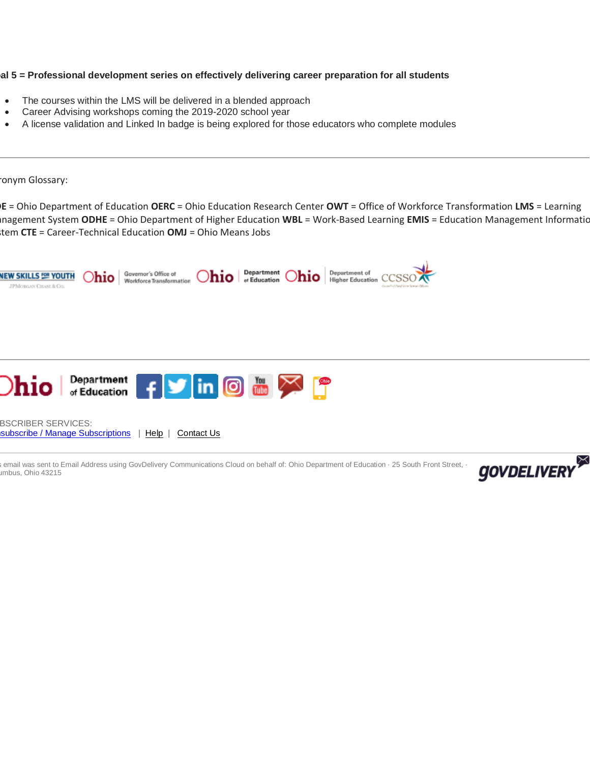**al 5 = Professional development series on effectively delivering career preparation for all students**

- The courses within the LMS will be delivered in a blended approach
- Career Advising workshops coming the 2019-2020 school year
- A license validation and Linked In badge is being explored for those educators who complete modules

---

ronym Glossary:

**E** = Ohio Department of Education **OERC** = Ohio Education Research Center **OWT** = Office of Workforce Transformation **LMS** = Learning nagement System **ODHE** = Ohio Department of Higher Education **WBL** = Work-Based Learning **EMIS** = Education Management Informatio stem **CTE** = Career-Technical Education **OMJ** = Ohio Means Jobs

NEW SKILLS FOR YOUTH JPMorgan Chase & Co. Ohio | Governor's Office of Workforce Transformation Ohio | Department of Education Ohio | Department of Higher Education CCSSO

---

hio | Department of Education

BSCRIBER SERVICES:
subscribe / Manage Subscriptions | Help | Contact Us

---

s email was sent to Email Address using GovDelivery Communications Cloud on behalf of: Ohio Department of Education · 25 South Front Street, · umbus, Ohio 43215

GOVDELIVERY